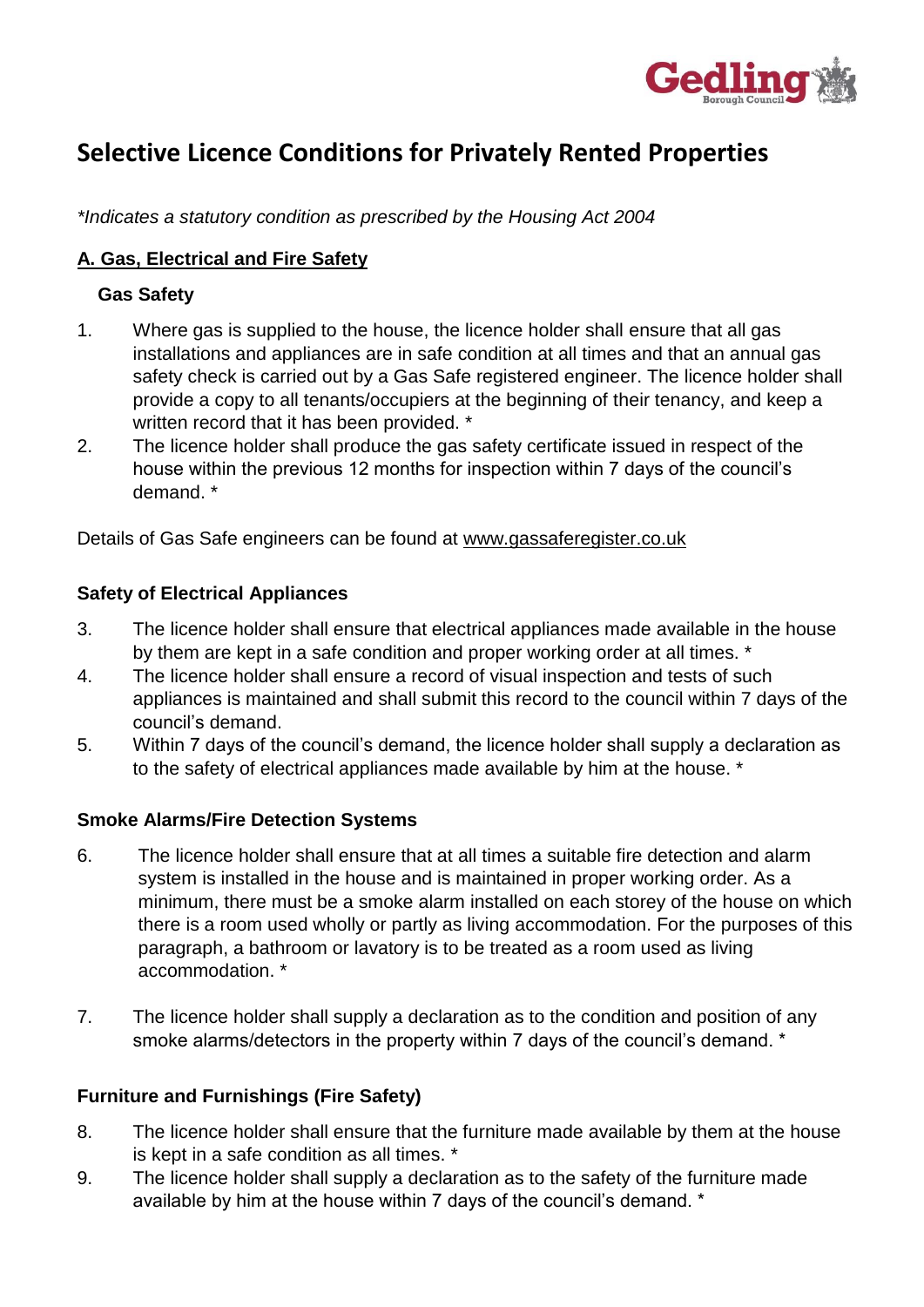# Selective Licence Conditions for Privately Rented Properties

*\*Indicates a statutory condition as prescribed by the Housing Act 2004*

## A. Gas, Electrical and Fire Safety

### Gas Safety

1. Where gas is supplied to the house, the licence holder shall ensure that all gas installations and appliances are in safe condition at all times and that an annual gas safety check is carried out by a Gas Safe registered engineer. The licence holder shall provide a copy to all tenants/occupiers at the beginning of their tenancy, and keep a written record that it has been provided. *
2. The licence holder shall produce the gas safety certificate issued in respect of the house within the previous 12 months for inspection within 7 days of the council's demand. *

Details of Gas Safe engineers can be found at www.gassaferegister.co.uk

### Safety of Electrical Appliances

3. The licence holder shall ensure that electrical appliances made available in the house by them are kept in a safe condition and proper working order at all times. *
4. The licence holder shall ensure a record of visual inspection and tests of such appliances is maintained and shall submit this record to the council within 7 days of the council's demand.
5. Within 7 days of the council's demand, the licence holder shall supply a declaration as to the safety of electrical appliances made available by him at the house. *

### Smoke Alarms/Fire Detection Systems

6. The licence holder shall ensure that at all times a suitable fire detection and alarm system is installed in the house and is maintained in proper working order. As a minimum, there must be a smoke alarm installed on each storey of the house on which there is a room used wholly or partly as living accommodation. For the purposes of this paragraph, a bathroom or lavatory is to be treated as a room used as living accommodation. *

7. The licence holder shall supply a declaration as to the condition and position of any smoke alarms/detectors in the property within 7 days of the council's demand. *

### Furniture and Furnishings (Fire Safety)

8. The licence holder shall ensure that the furniture made available by them at the house is kept in a safe condition as all times. *
9. The licence holder shall supply a declaration as to the safety of the furniture made available by him at the house within 7 days of the council's demand. *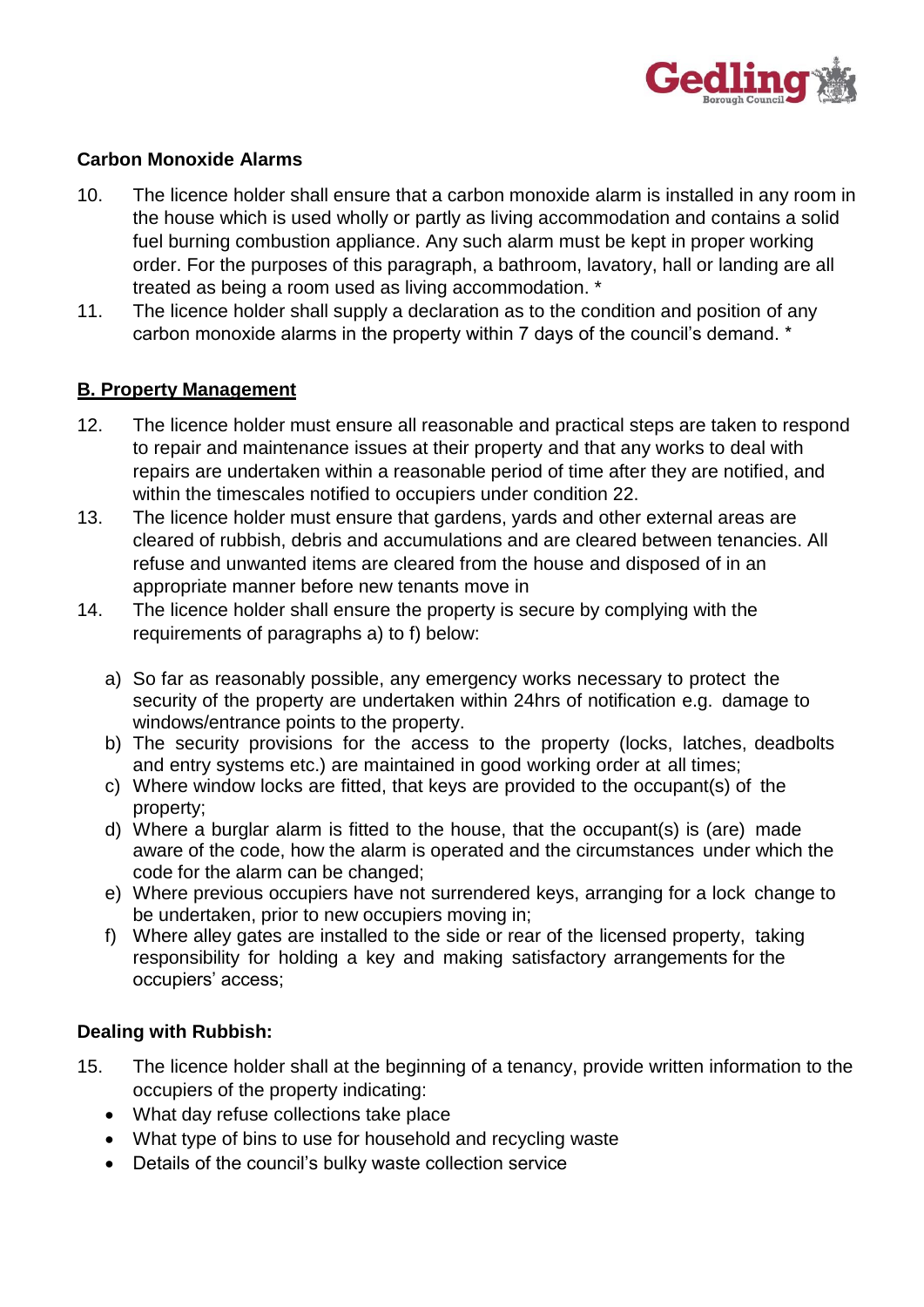**Carbon Monoxide Alarms**

10. The licence holder shall ensure that a carbon monoxide alarm is installed in any room in the house which is used wholly or partly as living accommodation and contains a solid fuel burning combustion appliance. Any such alarm must be kept in proper working order. For the purposes of this paragraph, a bathroom, lavatory, hall or landing are all treated as being a room used as living accommodation. *
11. The licence holder shall supply a declaration as to the condition and position of any carbon monoxide alarms in the property within 7 days of the council's demand. *

**<u>B. Property Management</u>**

12. The licence holder must ensure all reasonable and practical steps are taken to respond to repair and maintenance issues at their property and that any works to deal with repairs are undertaken within a reasonable period of time after they are notified, and within the timescales notified to occupiers under condition 22.
13. The licence holder must ensure that gardens, yards and other external areas are cleared of rubbish, debris and accumulations and are cleared between tenancies. All refuse and unwanted items are cleared from the house and disposed of in an appropriate manner before new tenants move in
14. The licence holder shall ensure the property is secure by complying with the requirements of paragraphs a) to f) below:

    a) So far as reasonably possible, any emergency works necessary to protect the security of the property are undertaken within 24hrs of notification e.g. damage to windows/entrance points to the property.
    b) The security provisions for the access to the property (locks, latches, deadbolts and entry systems etc.) are maintained in good working order at all times;
    c) Where window locks are fitted, that keys are provided to the occupant(s) of the property;
    d) Where a burglar alarm is fitted to the house, that the occupant(s) is (are) made aware of the code, how the alarm is operated and the circumstances under which the code for the alarm can be changed;
    e) Where previous occupiers have not surrendered keys, arranging for a lock change to be undertaken, prior to new occupiers moving in;
    f) Where alley gates are installed to the side or rear of the licensed property, taking responsibility for holding a key and making satisfactory arrangements for the occupiers' access;

**Dealing with Rubbish:**

15. The licence holder shall at the beginning of a tenancy, provide written information to the occupiers of the property indicating:
    - What day refuse collections take place
    - What type of bins to use for household and recycling waste
    - Details of the council's bulky waste collection service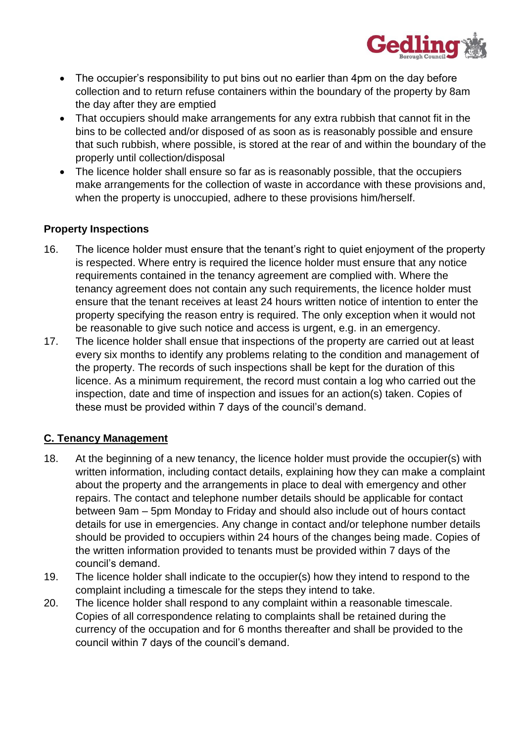- The occupier's responsibility to put bins out no earlier than 4pm on the day before collection and to return refuse containers within the boundary of the property by 8am the day after they are emptied
- That occupiers should make arrangements for any extra rubbish that cannot fit in the bins to be collected and/or disposed of as soon as is reasonably possible and ensure that such rubbish, where possible, is stored at the rear of and within the boundary of the properly until collection/disposal
- The licence holder shall ensure so far as is reasonably possible, that the occupiers make arrangements for the collection of waste in accordance with these provisions and, when the property is unoccupied, adhere to these provisions him/herself.

**Property Inspections**

16. The licence holder must ensure that the tenant's right to quiet enjoyment of the property is respected. Where entry is required the licence holder must ensure that any notice requirements contained in the tenancy agreement are complied with. Where the tenancy agreement does not contain any such requirements, the licence holder must ensure that the tenant receives at least 24 hours written notice of intention to enter the property specifying the reason entry is required. The only exception when it would not be reasonable to give such notice and access is urgent, e.g. in an emergency.
17. The licence holder shall ensue that inspections of the property are carried out at least every six months to identify any problems relating to the condition and management of the property. The records of such inspections shall be kept for the duration of this licence. As a minimum requirement, the record must contain a log who carried out the inspection, date and time of inspection and issues for an action(s) taken. Copies of these must be provided within 7 days of the council's demand.

**C. Tenancy Management**

18. At the beginning of a new tenancy, the licence holder must provide the occupier(s) with written information, including contact details, explaining how they can make a complaint about the property and the arrangements in place to deal with emergency and other repairs. The contact and telephone number details should be applicable for contact between 9am – 5pm Monday to Friday and should also include out of hours contact details for use in emergencies. Any change in contact and/or telephone number details should be provided to occupiers within 24 hours of the changes being made. Copies of the written information provided to tenants must be provided within 7 days of the council's demand.
19. The licence holder shall indicate to the occupier(s) how they intend to respond to the complaint including a timescale for the steps they intend to take.
20. The licence holder shall respond to any complaint within a reasonable timescale. Copies of all correspondence relating to complaints shall be retained during the currency of the occupation and for 6 months thereafter and shall be provided to the council within 7 days of the council's demand.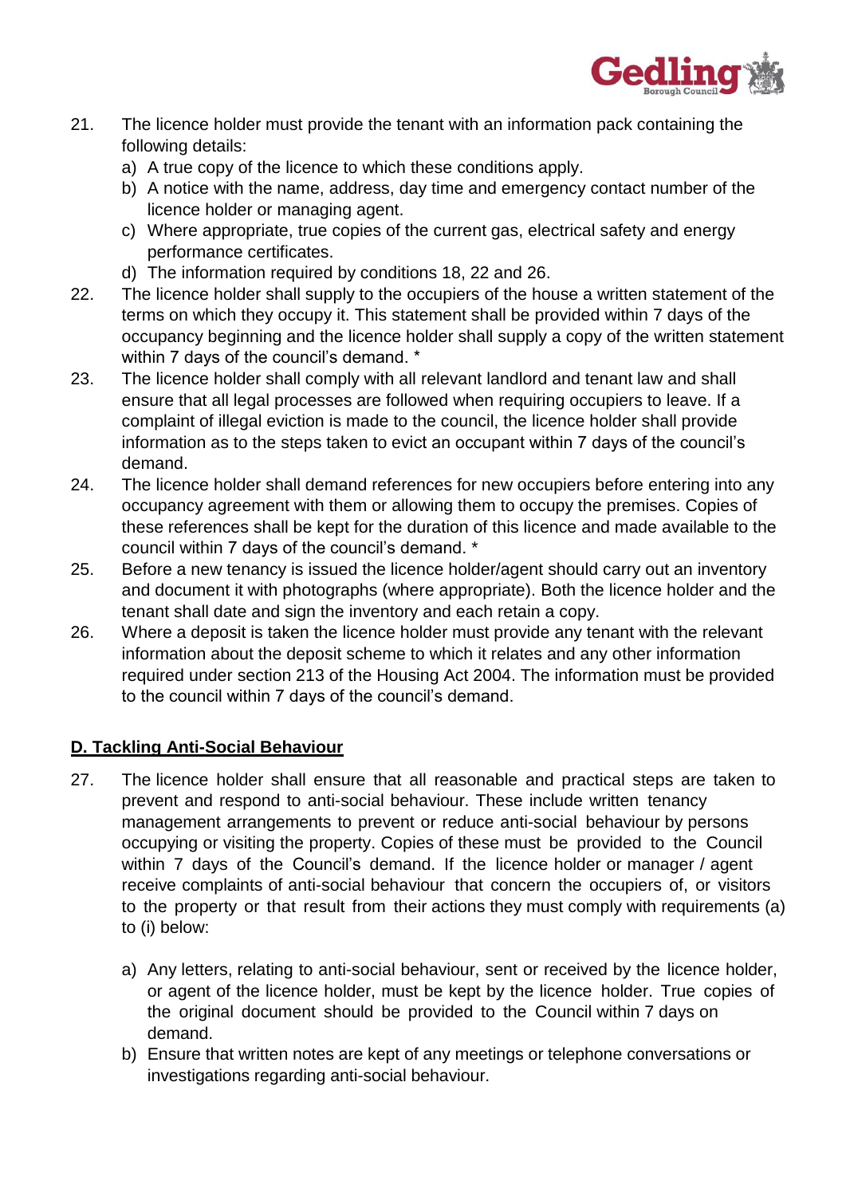21. The licence holder must provide the tenant with an information pack containing the following details:
    a) A true copy of the licence to which these conditions apply.
    b) A notice with the name, address, day time and emergency contact number of the licence holder or managing agent.
    c) Where appropriate, true copies of the current gas, electrical safety and energy performance certificates.
    d) The information required by conditions 18, 22 and 26.
22. The licence holder shall supply to the occupiers of the house a written statement of the terms on which they occupy it. This statement shall be provided within 7 days of the occupancy beginning and the licence holder shall supply a copy of the written statement within 7 days of the council's demand. *
23. The licence holder shall comply with all relevant landlord and tenant law and shall ensure that all legal processes are followed when requiring occupiers to leave. If a complaint of illegal eviction is made to the council, the licence holder shall provide information as to the steps taken to evict an occupant within 7 days of the council's demand.
24. The licence holder shall demand references for new occupiers before entering into any occupancy agreement with them or allowing them to occupy the premises. Copies of these references shall be kept for the duration of this licence and made available to the council within 7 days of the council's demand. *
25. Before a new tenancy is issued the licence holder/agent should carry out an inventory and document it with photographs (where appropriate). Both the licence holder and the tenant shall date and sign the inventory and each retain a copy.
26. Where a deposit is taken the licence holder must provide any tenant with the relevant information about the deposit scheme to which it relates and any other information required under section 213 of the Housing Act 2004. The information must be provided to the council within 7 days of the council's demand.

## D. Tackling Anti-Social Behaviour

27. The licence holder shall ensure that all reasonable and practical steps are taken to prevent and respond to anti-social behaviour. These include written tenancy management arrangements to prevent or reduce anti-social behaviour by persons occupying or visiting the property. Copies of these must be provided to the Council within 7 days of the Council's demand. If the licence holder or manager / agent receive complaints of anti-social behaviour that concern the occupiers of, or visitors to the property or that result from their actions they must comply with requirements (a) to (i) below:

    a) Any letters, relating to anti-social behaviour, sent or received by the licence holder, or agent of the licence holder, must be kept by the licence holder. True copies of the original document should be provided to the Council within 7 days on demand.
    b) Ensure that written notes are kept of any meetings or telephone conversations or investigations regarding anti-social behaviour.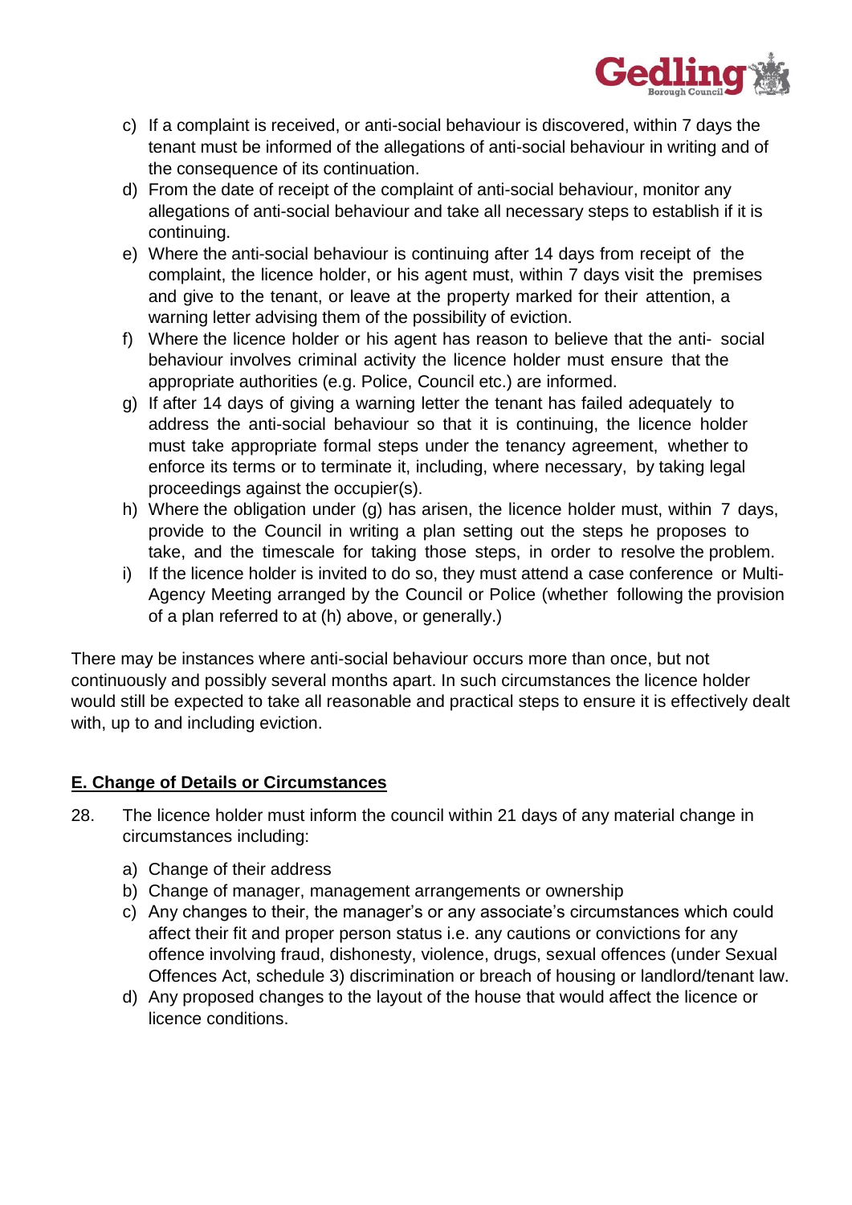c) If a complaint is received, or anti-social behaviour is discovered, within 7 days the tenant must be informed of the allegations of anti-social behaviour in writing and of the consequence of its continuation.
d) From the date of receipt of the complaint of anti-social behaviour, monitor any allegations of anti-social behaviour and take all necessary steps to establish if it is continuing.
e) Where the anti-social behaviour is continuing after 14 days from receipt of the complaint, the licence holder, or his agent must, within 7 days visit the premises and give to the tenant, or leave at the property marked for their attention, a warning letter advising them of the possibility of eviction.
f) Where the licence holder or his agent has reason to believe that the anti- social behaviour involves criminal activity the licence holder must ensure that the appropriate authorities (e.g. Police, Council etc.) are informed.
g) If after 14 days of giving a warning letter the tenant has failed adequately to address the anti-social behaviour so that it is continuing, the licence holder must take appropriate formal steps under the tenancy agreement, whether to enforce its terms or to terminate it, including, where necessary, by taking legal proceedings against the occupier(s).
h) Where the obligation under (g) has arisen, the licence holder must, within 7 days, provide to the Council in writing a plan setting out the steps he proposes to take, and the timescale for taking those steps, in order to resolve the problem.
i) If the licence holder is invited to do so, they must attend a case conference or Multi-Agency Meeting arranged by the Council or Police (whether following the provision of a plan referred to at (h) above, or generally.)

There may be instances where anti-social behaviour occurs more than once, but not continuously and possibly several months apart. In such circumstances the licence holder would still be expected to take all reasonable and practical steps to ensure it is effectively dealt with, up to and including eviction.

## E. Change of Details or Circumstances

28. The licence holder must inform the council within 21 days of any material change in circumstances including:

    a) Change of their address
    b) Change of manager, management arrangements or ownership
    c) Any changes to their, the manager's or any associate's circumstances which could affect their fit and proper person status i.e. any cautions or convictions for any offence involving fraud, dishonesty, violence, drugs, sexual offences (under Sexual Offences Act, schedule 3) discrimination or breach of housing or landlord/tenant law.
    d) Any proposed changes to the layout of the house that would affect the licence or licence conditions.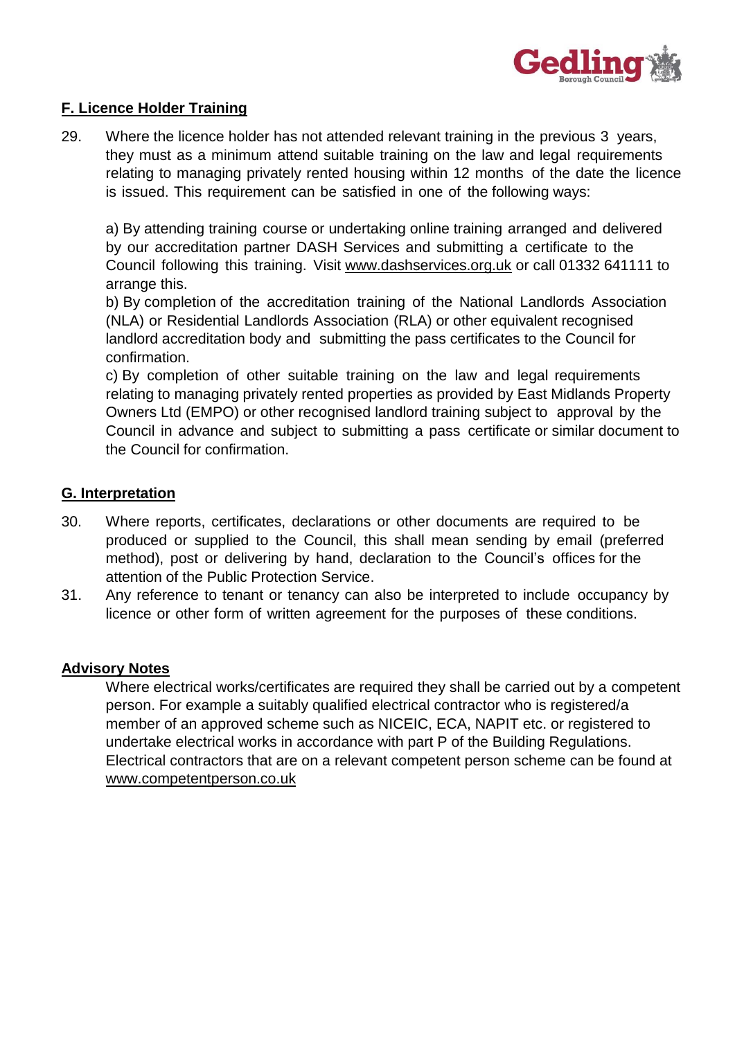## F. Licence Holder Training

29. Where the licence holder has not attended relevant training in the previous 3 years, they must as a minimum attend suitable training on the law and legal requirements relating to managing privately rented housing within 12 months of the date the licence is issued. This requirement can be satisfied in one of the following ways:

    a) By attending training course or undertaking online training arranged and delivered by our accreditation partner DASH Services and submitting a certificate to the Council following this training. Visit www.dashservices.org.uk or call 01332 641111 to arrange this.

    b) By completion of the accreditation training of the National Landlords Association (NLA) or Residential Landlords Association (RLA) or other equivalent recognised landlord accreditation body and submitting the pass certificates to the Council for confirmation.

    c) By completion of other suitable training on the law and legal requirements relating to managing privately rented properties as provided by East Midlands Property Owners Ltd (EMPO) or other recognised landlord training subject to approval by the Council in advance and subject to submitting a pass certificate or similar document to the Council for confirmation.

## G. Interpretation

30. Where reports, certificates, declarations or other documents are required to be produced or supplied to the Council, this shall mean sending by email (preferred method), post or delivering by hand, declaration to the Council's offices for the attention of the Public Protection Service.
31. Any reference to tenant or tenancy can also be interpreted to include occupancy by licence or other form of written agreement for the purposes of these conditions.

## Advisory Notes

Where electrical works/certificates are required they shall be carried out by a competent person. For example a suitably qualified electrical contractor who is registered/a member of an approved scheme such as NICEIC, ECA, NAPIT etc. or registered to undertake electrical works in accordance with part P of the Building Regulations. Electrical contractors that are on a relevant competent person scheme can be found at www.competentperson.co.uk